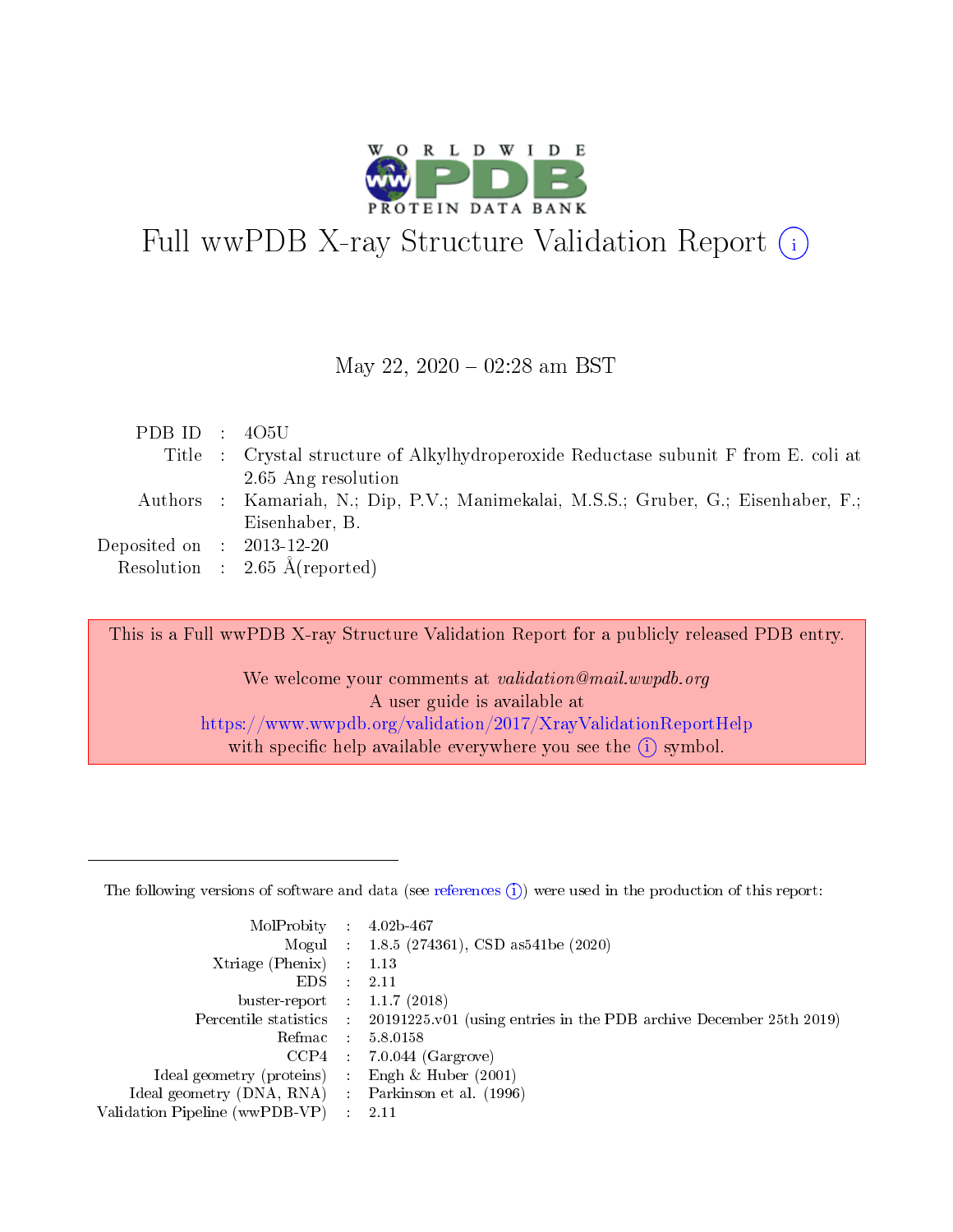# Full wwPDB X-ray Structure Validation Report (i)

May 22, 2020 – 02:28 am BST

| | | |
|---|---|---|
| PDB ID | : | 4O5U |
| Title | : | Crystal structure of Alkylhydroperoxide Reductase subunit F from E. coli at 2.65 Ang resolution |
| Authors | : | Kamariah, N.; Dip, P.V.; Manimekalai, M.S.S.; Gruber, G.; Eisenhaber, F.; Eisenhaber, B. |
| Deposited on | : | 2013-12-20 |
| Resolution | : | 2.65 Å(reported) |

This is a Full wwPDB X-ray Structure Validation Report for a publicly released PDB entry.

We welcome your comments at *validation@mail.wwpdb.org*
A user guide is available at
https://www.wwpdb.org/validation/2017/XrayValidationReportHelp
with specific help available everywhere you see the (i) symbol.

---

The following versions of software and data (see references (i)) were used in the production of this report:

| | | |
|---|---|---|
| MolProbity | : | 4.02b-467 |
| Mogul | : | 1.8.5 (274361), CSD as541be (2020) |
| Xtriage (Phenix) | : | 1.13 |
| EDS | : | 2.11 |
| buster-report | : | 1.1.7 (2018) |
| Percentile statistics | : | 20191225.v01 (using entries in the PDB archive December 25th 2019) |
| Refmac | : | 5.8.0158 |
| CCP4 | : | 7.0.044 (Gargrove) |
| Ideal geometry (proteins) | : | Engh & Huber (2001) |
| Ideal geometry (DNA, RNA) | : | Parkinson et al. (1996) |
| Validation Pipeline (wwPDB-VP) | : | 2.11 |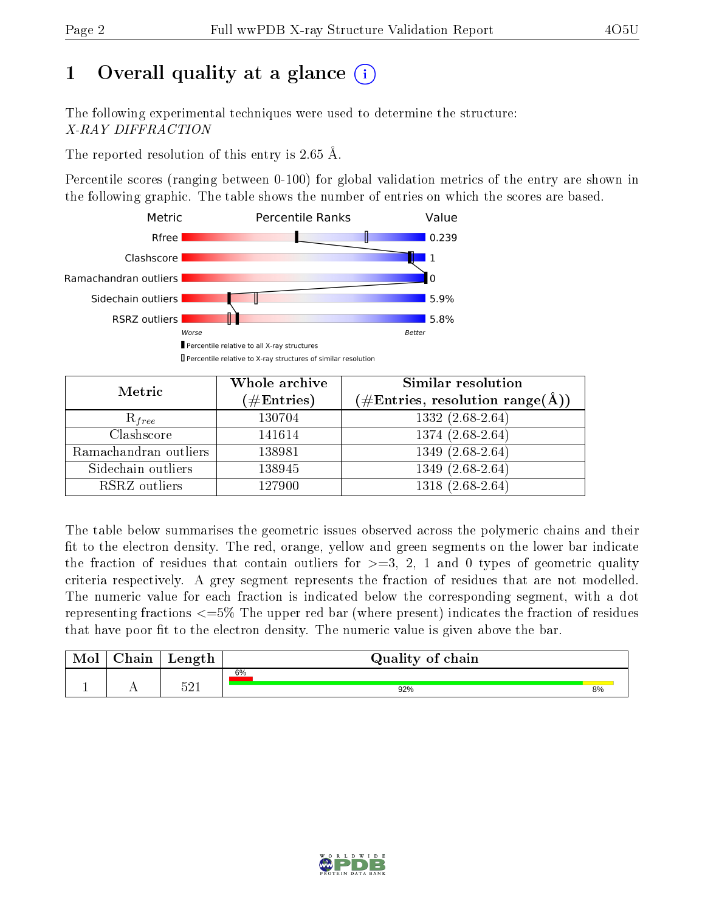# 1 Overall quality at a glance (i)

The following experimental techniques were used to determine the structure:
*X-RAY DIFFRACTION*

The reported resolution of this entry is 2.65 Å.

Percentile scores (ranging between 0-100) for global validation metrics of the entry are shown in the following graphic. The table shows the number of entries on which the scores are based.

| Metric | Value |
|---|---|
| Rfree | 0.239 |
| Clashscore | 1 |
| Ramachandran outliers | 0 |
| Sidechain outliers | 5.9% |
| RSRZ outliers | 5.8% |

Worse — Better

▮ Percentile relative to all X-ray structures
▯ Percentile relative to X-ray structures of similar resolution

| Metric | Whole archive (#Entries) | Similar resolution (#Entries, resolution range(Å)) |
|---|---|---|
| $R_{free}$ | 130704 | 1332 (2.68-2.64) |
| Clashscore | 141614 | 1374 (2.68-2.64) |
| Ramachandran outliers | 138981 | 1349 (2.68-2.64) |
| Sidechain outliers | 138945 | 1349 (2.68-2.64) |
| RSRZ outliers | 127900 | 1318 (2.68-2.64) |

The table below summarises the geometric issues observed across the polymeric chains and their fit to the electron density. The red, orange, yellow and green segments on the lower bar indicate the fraction of residues that contain outliers for >=3, 2, 1 and 0 types of geometric quality criteria respectively. A grey segment represents the fraction of residues that are not modelled. The numeric value for each fraction is indicated below the corresponding segment, with a dot representing fractions <=5% The upper red bar (where present) indicates the fraction of residues that have poor fit to the electron density. The numeric value is given above the bar.

| Mol | Chain | Length | Quality of chain |
|---|---|---|---|
| 1 | A | 521 | 6% (poor fit); 92% (green), 8% (yellow) |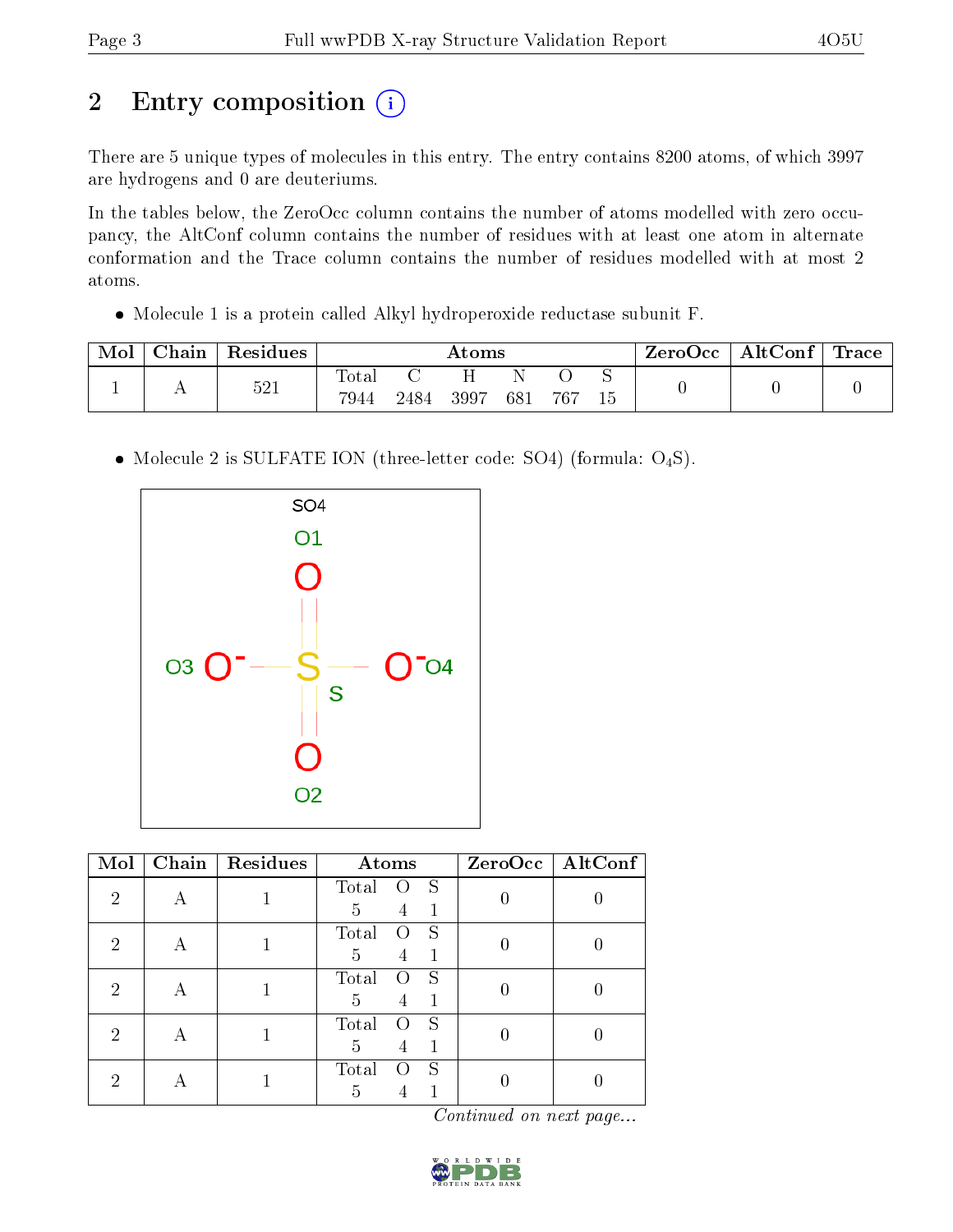# 2 Entry composition

There are 5 unique types of molecules in this entry. The entry contains 8200 atoms, of which 3997 are hydrogens and 0 are deuteriums.

In the tables below, the ZeroOcc column contains the number of atoms modelled with zero occupancy, the AltConf column contains the number of residues with at least one atom in alternate conformation and the Trace column contains the number of residues modelled with at most 2 atoms.

- Molecule 1 is a protein called Alkyl hydroperoxide reductase subunit F.

| Mol | Chain | Residues | Atoms | | | | | | ZeroOcc | AltConf | Trace |
|---|---|---|---|---|---|---|---|---|---|---|---|
| 1 | A | 521 | Total<br>7944 | C<br>2484 | H<br>3997 | N<br>681 | O<br>767 | S<br>15 | 0 | 0 | 0 |

- Molecule 2 is SULFATE ION (three-letter code: SO4) (formula: $O_4S$).

| Mol | Chain | Residues | Atoms | | | ZeroOcc | AltConf |
|---|---|---|---|---|---|---|---|
| 2 | A | 1 | Total<br>5 | O<br>4 | S<br>1 | 0 | 0 |
| 2 | A | 1 | Total<br>5 | O<br>4 | S<br>1 | 0 | 0 |
| 2 | A | 1 | Total<br>5 | O<br>4 | S<br>1 | 0 | 0 |
| 2 | A | 1 | Total<br>5 | O<br>4 | S<br>1 | 0 | 0 |
| 2 | A | 1 | Total<br>5 | O<br>4 | S<br>1 | 0 | 0 |

*Continued on next page...*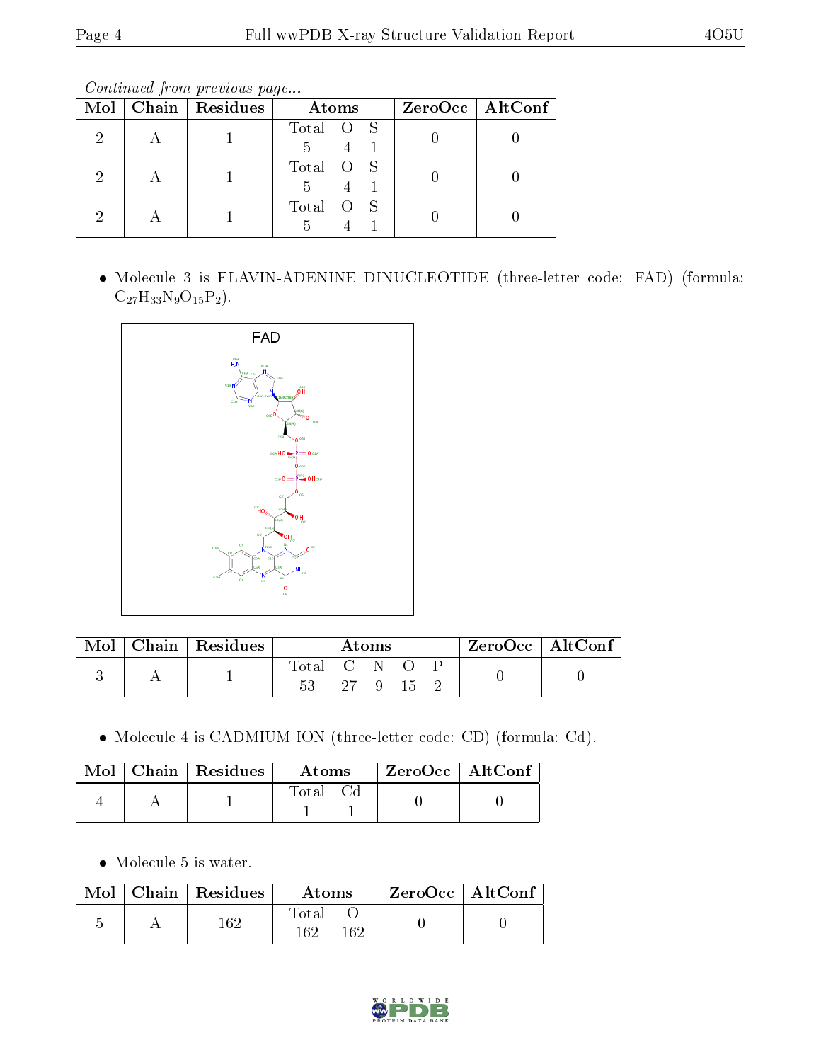Continued from previous page...

| Mol | Chain | Residues | Atoms | ZeroOcc | AltConf |
|---|---|---|---|---|---|
| 2 | A | 1 | Total O S<br>5 4 1 | 0 | 0 |
| 2 | A | 1 | Total O S<br>5 4 1 | 0 | 0 |
| 2 | A | 1 | Total O S<br>5 4 1 | 0 | 0 |

- Molecule 3 is FLAVIN-ADENINE DINUCLEOTIDE (three-letter code: FAD) (formula: $C_{27}H_{33}N_9O_{15}P_2$).

| Mol | Chain | Residues | Atoms | ZeroOcc | AltConf |
|---|---|---|---|---|---|
| 3 | A | 1 | Total C N O P<br>53 27 9 15 2 | 0 | 0 |

- Molecule 4 is CADMIUM ION (three-letter code: CD) (formula: Cd).

| Mol | Chain | Residues | Atoms | ZeroOcc | AltConf |
|---|---|---|---|---|---|
| 4 | A | 1 | Total Cd<br>1 1 | 0 | 0 |

- Molecule 5 is water.

| Mol | Chain | Residues | Atoms | ZeroOcc | AltConf |
|---|---|---|---|---|---|
| 5 | A | 162 | Total O<br>162 162 | 0 | 0 |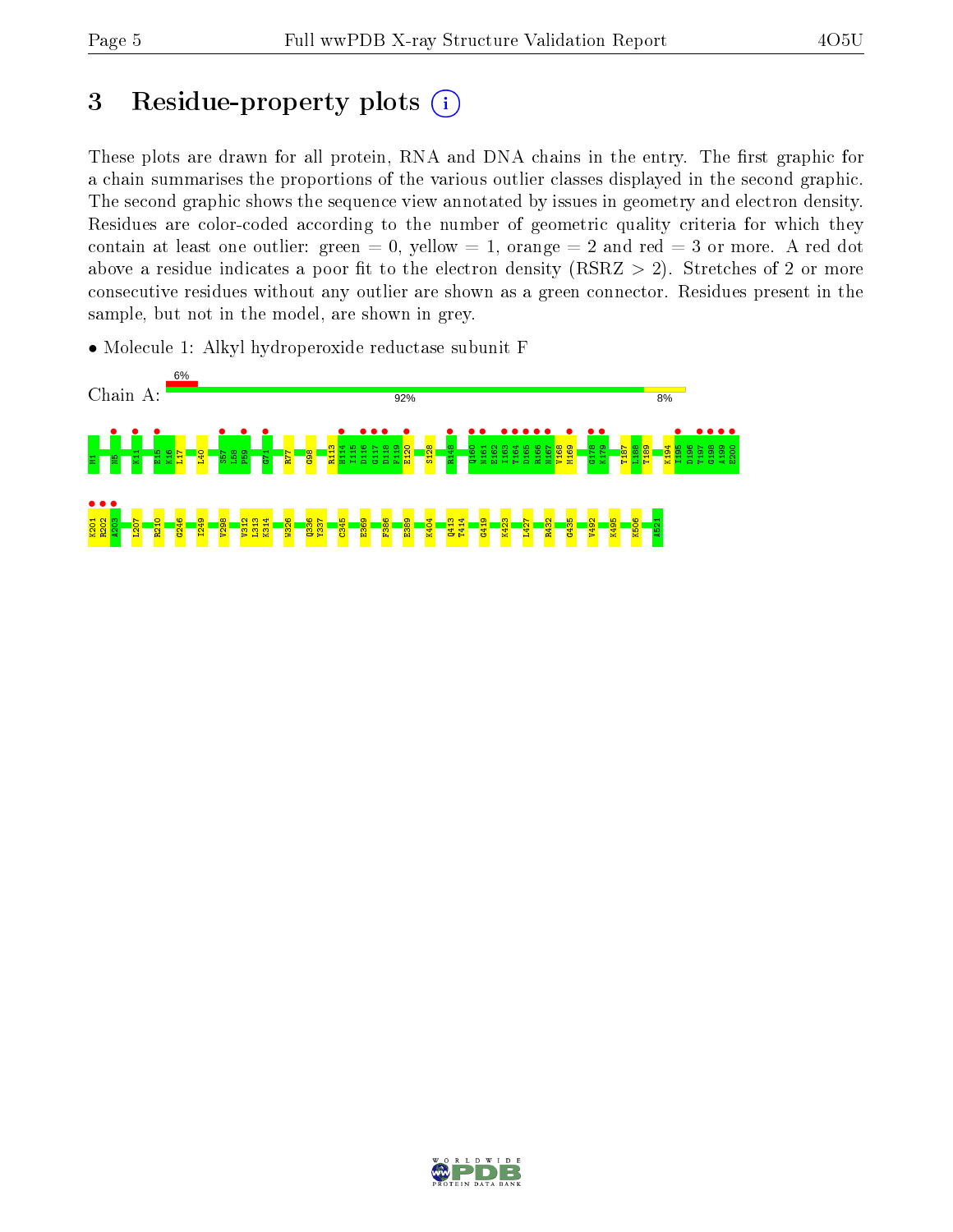# 3 Residue-property plots

These plots are drawn for all protein, RNA and DNA chains in the entry. The first graphic for a chain summarises the proportions of the various outlier classes displayed in the second graphic. The second graphic shows the sequence view annotated by issues in geometry and electron density. Residues are color-coded according to the number of geometric quality criteria for which they contain at least one outlier: green = 0, yellow = 1, orange = 2 and red = 3 or more. A red dot above a residue indicates a poor fit to the electron density (RSRZ > 2). Stretches of 2 or more consecutive residues without any outlier are shown as a green connector. Residues present in the sample, but not in the model, are shown in grey.

- Molecule 1: Alkyl hydroperoxide reductase subunit F

Chain A: 6% | 92% | 8%

M1 N5 K11 E15 K16 L17 L40 S57 L58 P59 G71 R77 G98 R113 H114 I115 D116 G117 D118 F119 E120 S128 R148 Q160 M161 E162 I163 T164 D165 R166 N167 V168 M169 G178 K179 T187 L188 T189 K194 I195 D196 T197 G198 A199 E200 K201 R202 A203 L207 R210 G246 I249 V298 V312 L313 K314 W326 Q336 Y337 C345 E369 F386 E389 K404 Q413 T414 G419 K423 L427 R432 G435 V492 K495 K506 A521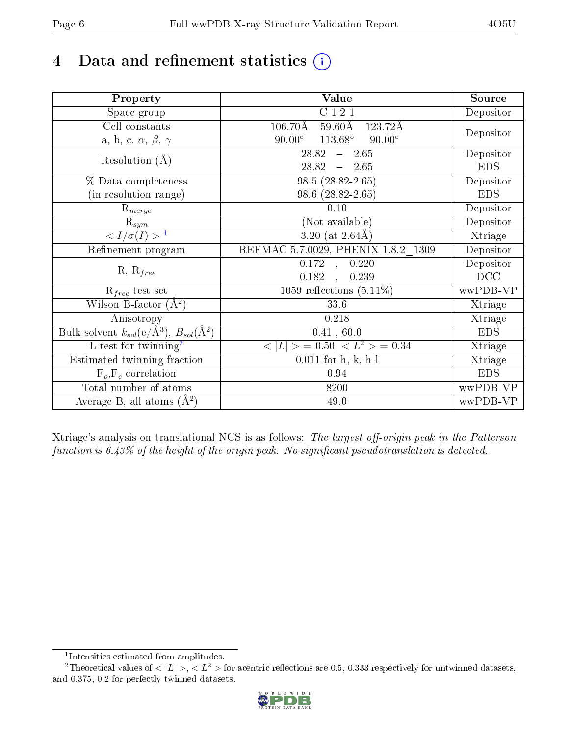# 4 Data and refinement statistics (i)

| Property | Value | Source |
|---|---|---|
| Space group | C 1 2 1 | Depositor |
| Cell constants<br>a, b, c, $\alpha$, $\beta$, $\gamma$ | 106.70Å 59.60Å 123.72Å<br>90.00° 113.68° 90.00° | Depositor |
| Resolution (Å) | 28.82 – 2.65<br>28.82 – 2.65 | Depositor<br>EDS |
| % Data completeness<br>(in resolution range) | 98.5 (28.82-2.65)<br>98.6 (28.82-2.65) | Depositor<br>EDS |
| $R_{merge}$ | 0.10 | Depositor |
| $R_{sym}$ | (Not available) | Depositor |
| $< I/\sigma(I) >$ [1] | 3.20 (at 2.64Å) | Xtriage |
| Refinement program | REFMAC 5.7.0029, PHENIX 1.8.2_1309 | Depositor |
| R, $R_{free}$ | 0.172 , 0.220<br>0.182 , 0.239 | Depositor<br>DCC |
| $R_{free}$ test set | 1059 reflections (5.11%) | wwPDB-VP |
| Wilson B-factor (Å$^2$) | 33.6 | Xtriage |
| Anisotropy | 0.218 | Xtriage |
| Bulk solvent $k_{sol}$(e/Å$^3$), $B_{sol}$(Å$^2$) | 0.41 , 60.0 | EDS |
| L-test for twinning[2] | $< \|L\| > = 0.50$, $< L^2 > = 0.34$ | Xtriage |
| Estimated twinning fraction | 0.011 for h,-k,-h-l | Xtriage |
| $F_o$,$F_c$ correlation | 0.94 | EDS |
| Total number of atoms | 8200 | wwPDB-VP |
| Average B, all atoms (Å$^2$) | 49.0 | wwPDB-VP |

Xtriage's analysis on translational NCS is as follows: *The largest off-origin peak in the Patterson function is 6.43% of the height of the origin peak. No significant pseudotranslation is detected.*

[1] Intensities estimated from amplitudes.

[2] Theoretical values of $< |L| >$, $< L^2 >$ for acentric reflections are 0.5, 0.333 respectively for untwinned datasets, and 0.375, 0.2 for perfectly twinned datasets.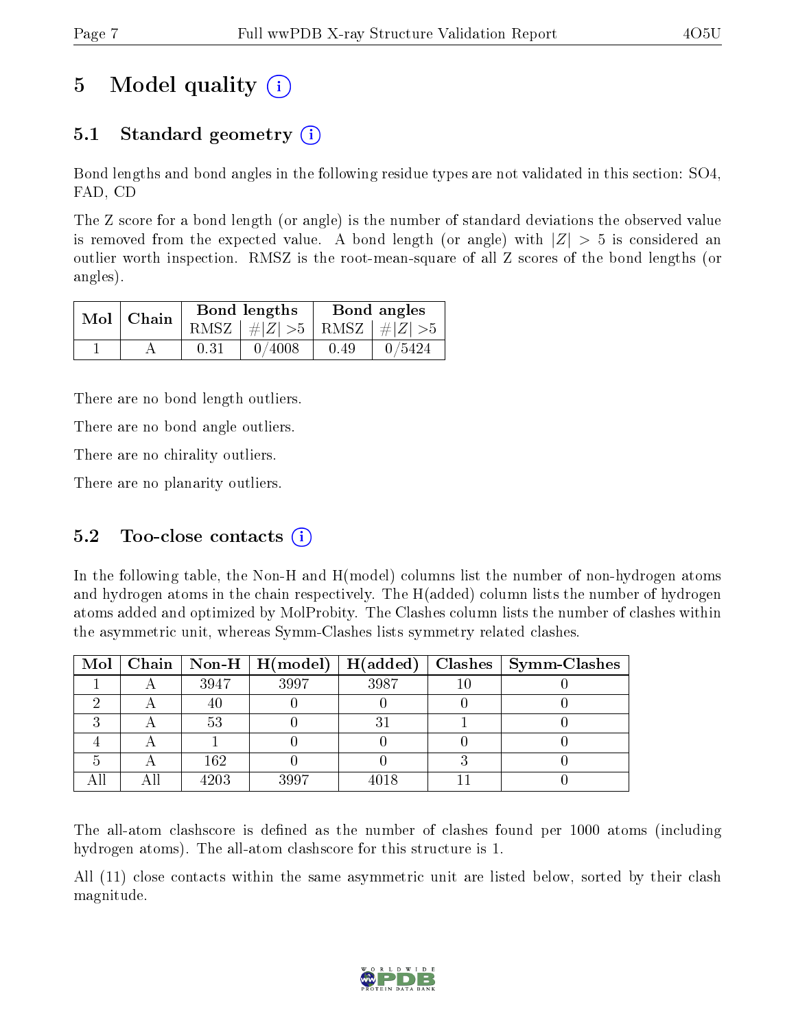# 5 Model quality

## 5.1 Standard geometry

Bond lengths and bond angles in the following residue types are not validated in this section: SO4, FAD, CD

The Z score for a bond length (or angle) is the number of standard deviations the observed value is removed from the expected value. A bond length (or angle) with $|Z| > 5$ is considered an outlier worth inspection. RMSZ is the root-mean-square of all Z scores of the bond lengths (or angles).

| Mol | Chain | Bond lengths | | Bond angles | |
|---|---|---|---|---|---|
| | | RMSZ | $\#|Z| > 5$ | RMSZ | $\#|Z| > 5$ |
| 1 | A | 0.31 | 0/4008 | 0.49 | 0/5424 |

There are no bond length outliers.

There are no bond angle outliers.

There are no chirality outliers.

There are no planarity outliers.

## 5.2 Too-close contacts

In the following table, the Non-H and H(model) columns list the number of non-hydrogen atoms and hydrogen atoms in the chain respectively. The H(added) column lists the number of hydrogen atoms added and optimized by MolProbity. The Clashes column lists the number of clashes within the asymmetric unit, whereas Symm-Clashes lists symmetry related clashes.

| Mol | Chain | Non-H | H(model) | H(added) | Clashes | Symm-Clashes |
|---|---|---|---|---|---|---|
| 1 | A | 3947 | 3997 | 3987 | 10 | 0 |
| 2 | A | 40 | 0 | 0 | 0 | 0 |
| 3 | A | 53 | 0 | 31 | 1 | 0 |
| 4 | A | 1 | 0 | 0 | 0 | 0 |
| 5 | A | 162 | 0 | 0 | 3 | 0 |
| All | All | 4203 | 3997 | 4018 | 11 | 0 |

The all-atom clashscore is defined as the number of clashes found per 1000 atoms (including hydrogen atoms). The all-atom clashscore for this structure is 1.

All (11) close contacts within the same asymmetric unit are listed below, sorted by their clash magnitude.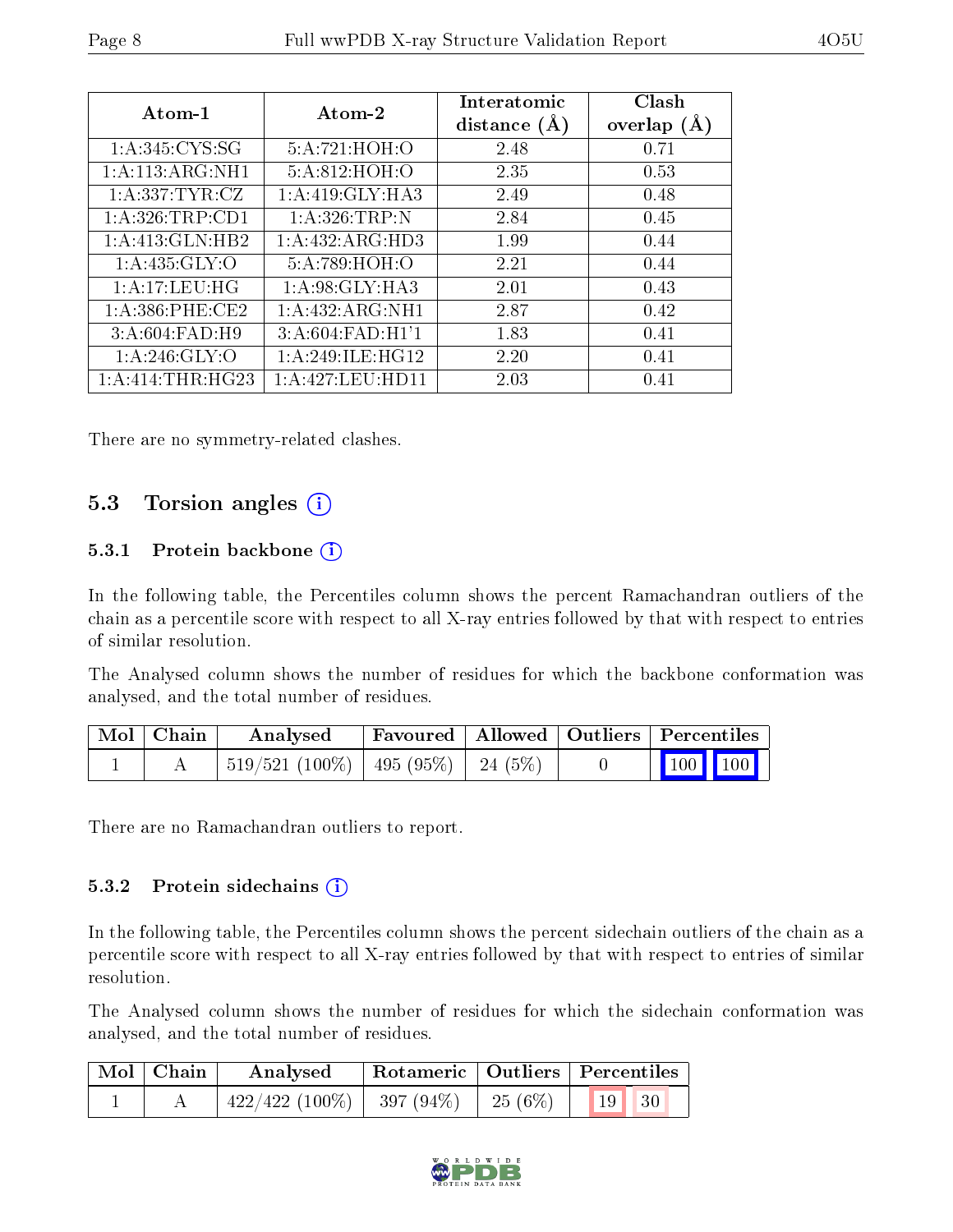| Atom-1 | Atom-2 | Interatomic distance (Å) | Clash overlap (Å) |
|---|---|---|---|
| 1:A:345:CYS:SG | 5:A:721:HOH:O | 2.48 | 0.71 |
| 1:A:113:ARG:NH1 | 5:A:812:HOH:O | 2.35 | 0.53 |
| 1:A:337:TYR:CZ | 1:A:419:GLY:HA3 | 2.49 | 0.48 |
| 1:A:326:TRP:CD1 | 1:A:326:TRP:N | 2.84 | 0.45 |
| 1:A:413:GLN:HB2 | 1:A:432:ARG:HD3 | 1.99 | 0.44 |
| 1:A:435:GLY:O | 5:A:789:HOH:O | 2.21 | 0.44 |
| 1:A:17:LEU:HG | 1:A:98:GLY:HA3 | 2.01 | 0.43 |
| 1:A:386:PHE:CE2 | 1:A:432:ARG:NH1 | 2.87 | 0.42 |
| 3:A:604:FAD:H9 | 3:A:604:FAD:H1'1 | 1.83 | 0.41 |
| 1:A:246:GLY:O | 1:A:249:ILE:HG12 | 2.20 | 0.41 |
| 1:A:414:THR:HG23 | 1:A:427:LEU:HD11 | 2.03 | 0.41 |

There are no symmetry-related clashes.

## 5.3 Torsion angles (i)

### 5.3.1 Protein backbone (i)

In the following table, the Percentiles column shows the percent Ramachandran outliers of the chain as a percentile score with respect to all X-ray entries followed by that with respect to entries of similar resolution.

The Analysed column shows the number of residues for which the backbone conformation was analysed, and the total number of residues.

| Mol | Chain | Analysed | Favoured | Allowed | Outliers | Percentiles | |
|---|---|---|---|---|---|---|---|
| 1 | A | 519/521 (100%) | 495 (95%) | 24 (5%) | 0 | 100 | 100 |

There are no Ramachandran outliers to report.

### 5.3.2 Protein sidechains (i)

In the following table, the Percentiles column shows the percent sidechain outliers of the chain as a percentile score with respect to all X-ray entries followed by that with respect to entries of similar resolution.

The Analysed column shows the number of residues for which the sidechain conformation was analysed, and the total number of residues.

| Mol | Chain | Analysed | Rotameric | Outliers | Percentiles | |
|---|---|---|---|---|---|---|
| 1 | A | 422/422 (100%) | 397 (94%) | 25 (6%) | 19 | 30 |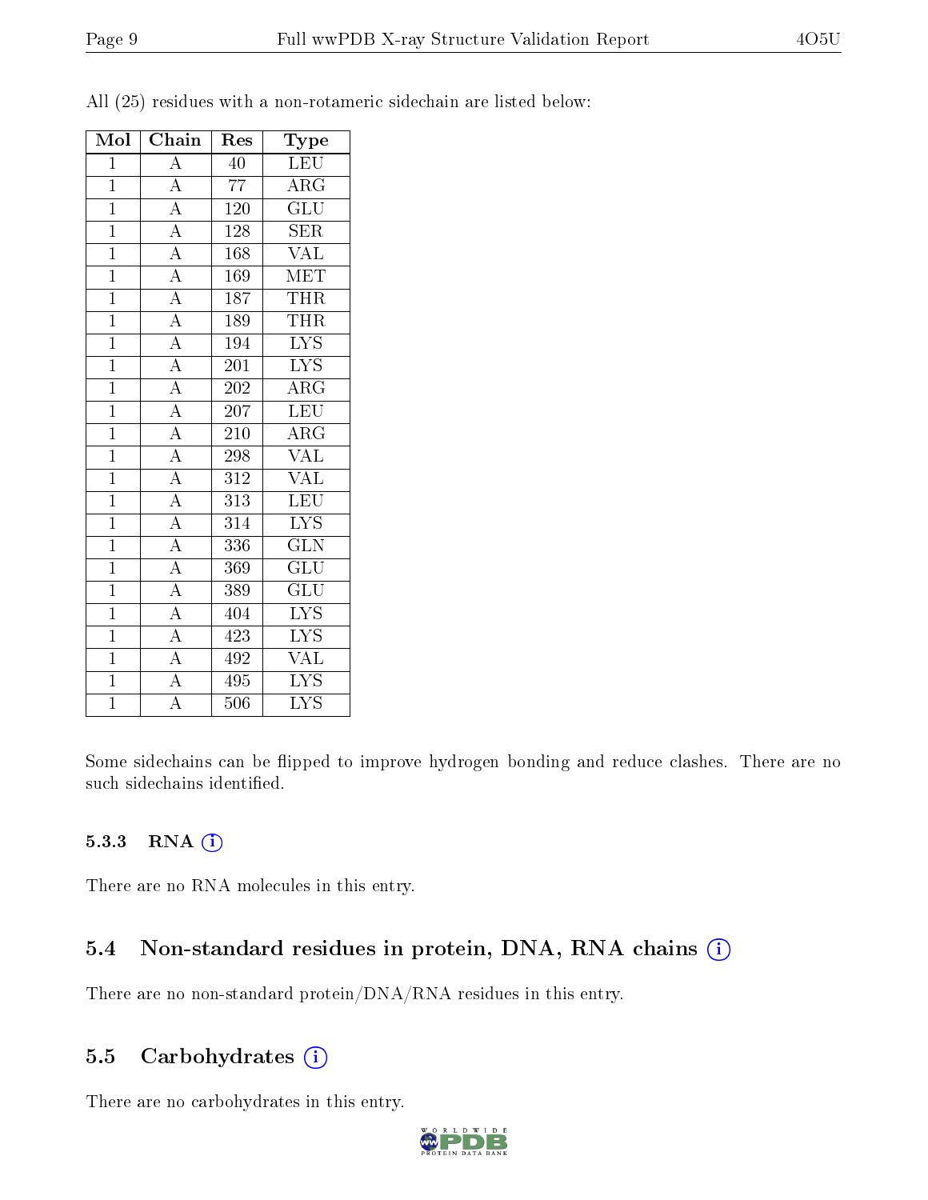All (25) residues with a non-rotameric sidechain are listed below:

| Mol | Chain | Res | Type |
|---|---|---|---|
| 1 | A | 40 | LEU |
| 1 | A | 77 | ARG |
| 1 | A | 120 | GLU |
| 1 | A | 128 | SER |
| 1 | A | 168 | VAL |
| 1 | A | 169 | MET |
| 1 | A | 187 | THR |
| 1 | A | 189 | THR |
| 1 | A | 194 | LYS |
| 1 | A | 201 | LYS |
| 1 | A | 202 | ARG |
| 1 | A | 207 | LEU |
| 1 | A | 210 | ARG |
| 1 | A | 298 | VAL |
| 1 | A | 312 | VAL |
| 1 | A | 313 | LEU |
| 1 | A | 314 | LYS |
| 1 | A | 336 | GLN |
| 1 | A | 369 | GLU |
| 1 | A | 389 | GLU |
| 1 | A | 404 | LYS |
| 1 | A | 423 | LYS |
| 1 | A | 492 | VAL |
| 1 | A | 495 | LYS |
| 1 | A | 506 | LYS |

Some sidechains can be flipped to improve hydrogen bonding and reduce clashes. There are no such sidechains identified.

### 5.3.3 RNA

There are no RNA molecules in this entry.

## 5.4 Non-standard residues in protein, DNA, RNA chains

There are no non-standard protein/DNA/RNA residues in this entry.

## 5.5 Carbohydrates

There are no carbohydrates in this entry.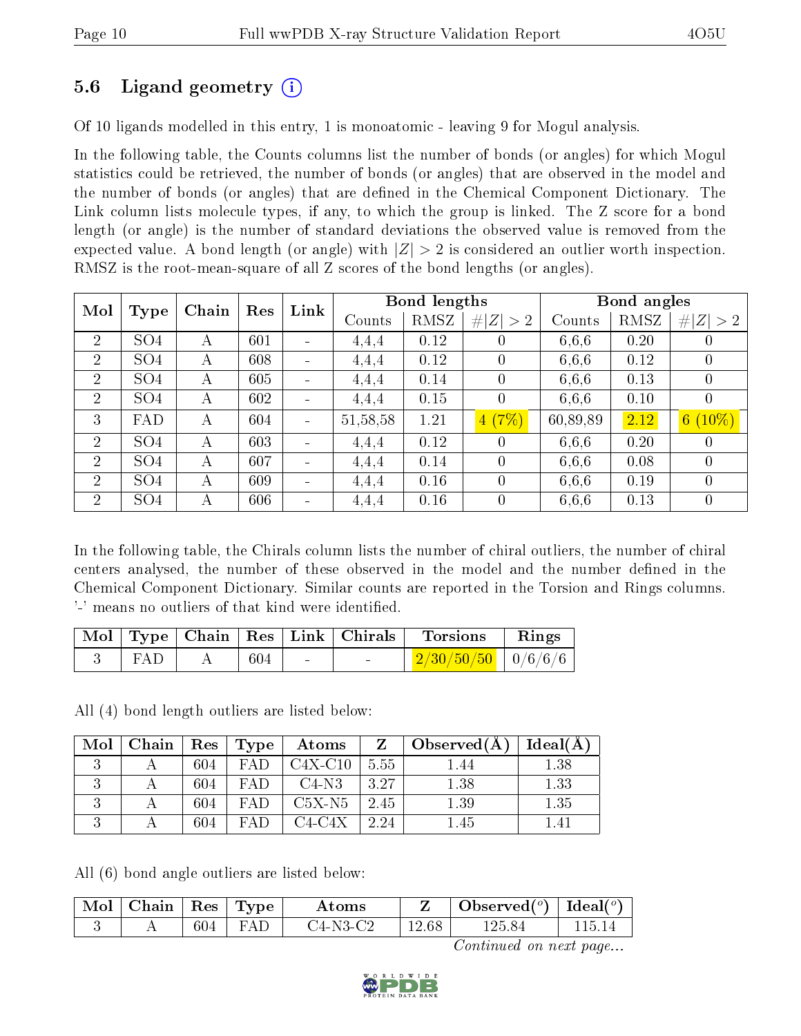### 5.6 Ligand geometry (i)

Of 10 ligands modelled in this entry, 1 is monoatomic - leaving 9 for Mogul analysis.

In the following table, the Counts columns list the number of bonds (or angles) for which Mogul statistics could be retrieved, the number of bonds (or angles) that are observed in the model and the number of bonds (or angles) that are defined in the Chemical Component Dictionary. The Link column lists molecule types, if any, to which the group is linked. The Z score for a bond length (or angle) is the number of standard deviations the observed value is removed from the expected value. A bond length (or angle) with $|Z| > 2$ is considered an outlier worth inspection. RMSZ is the root-mean-square of all Z scores of the bond lengths (or angles).

| Mol | Type | Chain | Res | Link | Bond lengths | | | Bond angles | | |
|---|---|---|---|---|---|---|---|---|---|---|
| | | | | | Counts | RMSZ | #\|Z\| > 2 | Counts | RMSZ | #\|Z\| > 2 |
| 2 | SO4 | A | 601 | - | 4,4,4 | 0.12 | 0 | 6,6,6 | 0.20 | 0 |
| 2 | SO4 | A | 608 | - | 4,4,4 | 0.12 | 0 | 6,6,6 | 0.12 | 0 |
| 2 | SO4 | A | 605 | - | 4,4,4 | 0.14 | 0 | 6,6,6 | 0.13 | 0 |
| 2 | SO4 | A | 602 | - | 4,4,4 | 0.15 | 0 | 6,6,6 | 0.10 | 0 |
| 3 | FAD | A | 604 | - | 51,58,58 | 1.21 | 4 (7%) | 60,89,89 | 2.12 | 6 (10%) |
| 2 | SO4 | A | 603 | - | 4,4,4 | 0.12 | 0 | 6,6,6 | 0.20 | 0 |
| 2 | SO4 | A | 607 | - | 4,4,4 | 0.14 | 0 | 6,6,6 | 0.08 | 0 |
| 2 | SO4 | A | 609 | - | 4,4,4 | 0.16 | 0 | 6,6,6 | 0.19 | 0 |
| 2 | SO4 | A | 606 | - | 4,4,4 | 0.16 | 0 | 6,6,6 | 0.13 | 0 |

In the following table, the Chirals column lists the number of chiral outliers, the number of chiral centers analysed, the number of these observed in the model and the number defined in the Chemical Component Dictionary. Similar counts are reported in the Torsion and Rings columns. '-' means no outliers of that kind were identified.

| Mol | Type | Chain | Res | Link | Chirals | Torsions | Rings |
|---|---|---|---|---|---|---|---|
| 3 | FAD | A | 604 | - | - | 2/30/50/50 | 0/6/6/6 |

All (4) bond length outliers are listed below:

| Mol | Chain | Res | Type | Atoms | Z | Observed(Å) | Ideal(Å) |
|---|---|---|---|---|---|---|---|
| 3 | A | 604 | FAD | C4X-C10 | 5.55 | 1.44 | 1.38 |
| 3 | A | 604 | FAD | C4-N3 | 3.27 | 1.38 | 1.33 |
| 3 | A | 604 | FAD | C5X-N5 | 2.45 | 1.39 | 1.35 |
| 3 | A | 604 | FAD | C4-C4X | 2.24 | 1.45 | 1.41 |

All (6) bond angle outliers are listed below:

| Mol | Chain | Res | Type | Atoms | Z | Observed($^o$) | Ideal($^o$) |
|---|---|---|---|---|---|---|---|
| 3 | A | 604 | FAD | C4-N3-C2 | 12.68 | 125.84 | 115.14 |

*Continued on next page...*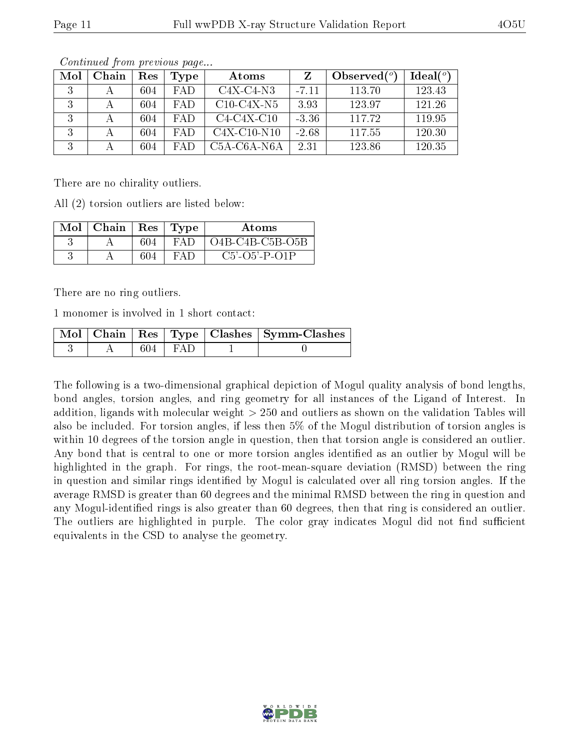*Continued from previous page...*

| Mol | Chain | Res | Type | Atoms | Z | Observed(°) | Ideal(°) |
|---|---|---|---|---|---|---|---|
| 3 | A | 604 | FAD | C4X-C4-N3 | -7.11 | 113.70 | 123.43 |
| 3 | A | 604 | FAD | C10-C4X-N5 | 3.93 | 123.97 | 121.26 |
| 3 | A | 604 | FAD | C4-C4X-C10 | -3.36 | 117.72 | 119.95 |
| 3 | A | 604 | FAD | C4X-C10-N10 | -2.68 | 117.55 | 120.30 |
| 3 | A | 604 | FAD | C5A-C6A-N6A | 2.31 | 123.86 | 120.35 |

There are no chirality outliers.

All (2) torsion outliers are listed below:

| Mol | Chain | Res | Type | Atoms |
|---|---|---|---|---|
| 3 | A | 604 | FAD | O4B-C4B-C5B-O5B |
| 3 | A | 604 | FAD | C5'-O5'-P-O1P |

There are no ring outliers.

1 monomer is involved in 1 short contact:

| Mol | Chain | Res | Type | Clashes | Symm-Clashes |
|---|---|---|---|---|---|
| 3 | A | 604 | FAD | 1 | 0 |

The following is a two-dimensional graphical depiction of Mogul quality analysis of bond lengths, bond angles, torsion angles, and ring geometry for all instances of the Ligand of Interest. In addition, ligands with molecular weight > 250 and outliers as shown on the validation Tables will also be included. For torsion angles, if less then 5% of the Mogul distribution of torsion angles is within 10 degrees of the torsion angle in question, then that torsion angle is considered an outlier. Any bond that is central to one or more torsion angles identified as an outlier by Mogul will be highlighted in the graph. For rings, the root-mean-square deviation (RMSD) between the ring in question and similar rings identified by Mogul is calculated over all ring torsion angles. If the average RMSD is greater than 60 degrees and the minimal RMSD between the ring in question and any Mogul-identified rings is also greater than 60 degrees, then that ring is considered an outlier. The outliers are highlighted in purple. The color gray indicates Mogul did not find sufficient equivalents in the CSD to analyse the geometry.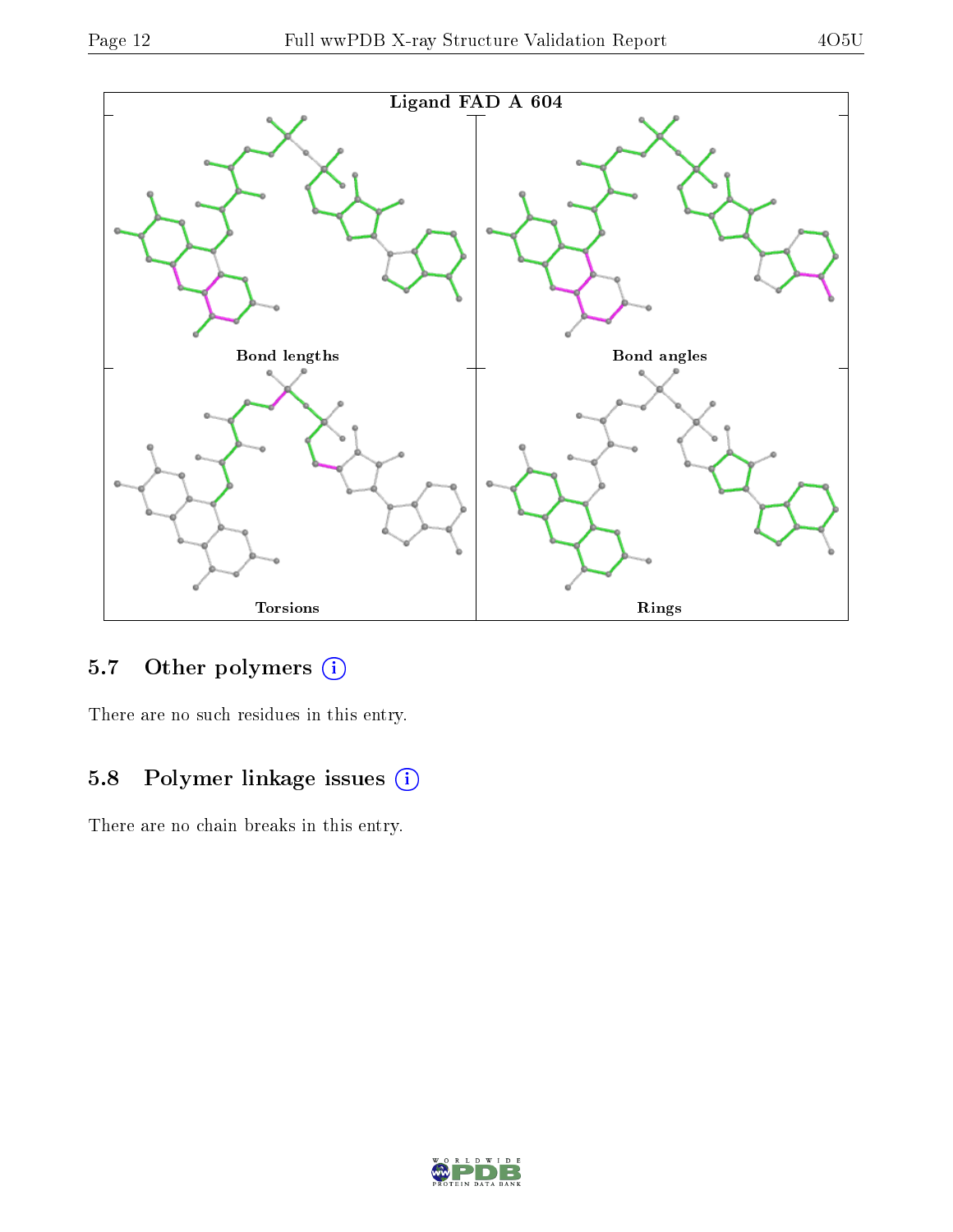Ligand FAD A 604

Bond lengths

Bond angles

Torsions

Rings

## 5.7 Other polymers (i)

There are no such residues in this entry.

## 5.8 Polymer linkage issues (i)

There are no chain breaks in this entry.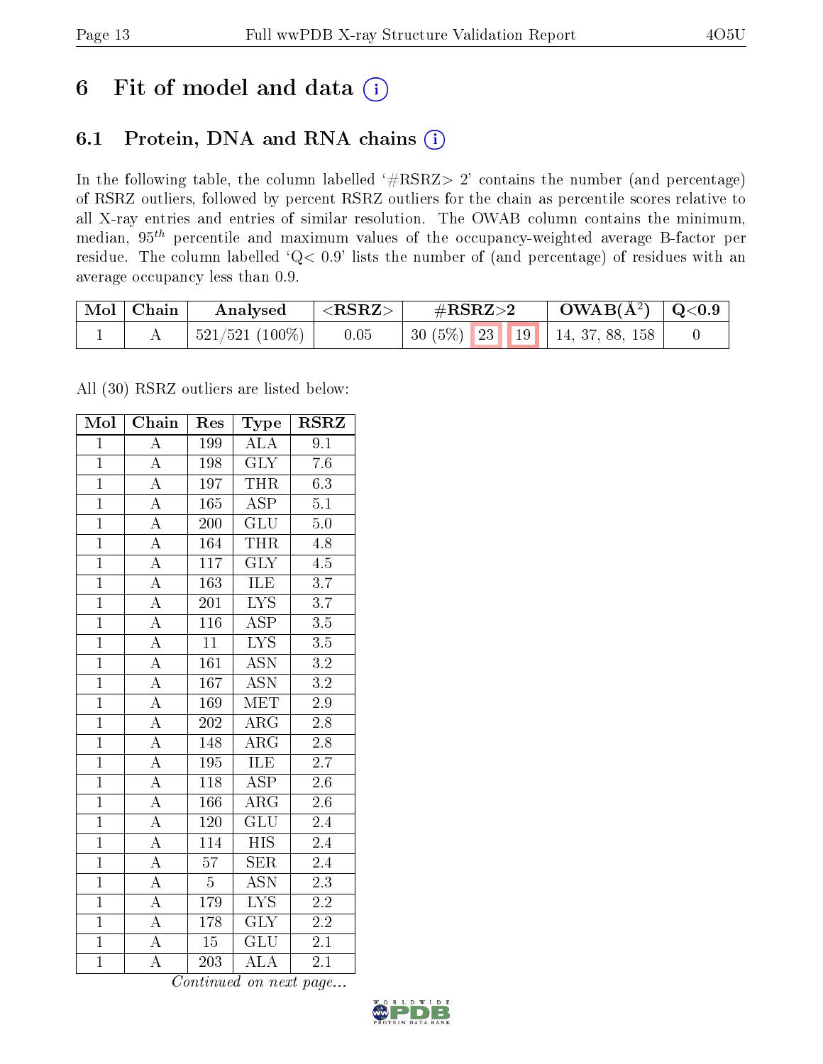# 6 Fit of model and data (i)

## 6.1 Protein, DNA and RNA chains (i)

In the following table, the column labelled '#RSRZ> 2' contains the number (and percentage) of RSRZ outliers, followed by percent RSRZ outliers for the chain as percentile scores relative to all X-ray entries and entries of similar resolution. The OWAB column contains the minimum, median, $95^{th}$ percentile and maximum values of the occupancy-weighted average B-factor per residue. The column labelled 'Q< 0.9' lists the number of (and percentage) of residues with an average occupancy less than 0.9.

| Mol | Chain | Analysed | <RSRZ> | #RSRZ>2 | OWAB(Å$^2$) | Q<0.9 |
|---|---|---|---|---|---|---|
| 1 | A | 521/521 (100%) | 0.05 | 30 (5%) 23 19 | 14, 37, 88, 158 | 0 |

All (30) RSRZ outliers are listed below:

| Mol | Chain | Res | Type | RSRZ |
|---|---|---|---|---|
| 1 | A | 199 | ALA | 9.1 |
| 1 | A | 198 | GLY | 7.6 |
| 1 | A | 197 | THR | 6.3 |
| 1 | A | 165 | ASP | 5.1 |
| 1 | A | 200 | GLU | 5.0 |
| 1 | A | 164 | THR | 4.8 |
| 1 | A | 117 | GLY | 4.5 |
| 1 | A | 163 | ILE | 3.7 |
| 1 | A | 201 | LYS | 3.7 |
| 1 | A | 116 | ASP | 3.5 |
| 1 | A | 11 | LYS | 3.5 |
| 1 | A | 161 | ASN | 3.2 |
| 1 | A | 167 | ASN | 3.2 |
| 1 | A | 169 | MET | 2.9 |
| 1 | A | 202 | ARG | 2.8 |
| 1 | A | 148 | ARG | 2.8 |
| 1 | A | 195 | ILE | 2.7 |
| 1 | A | 118 | ASP | 2.6 |
| 1 | A | 166 | ARG | 2.6 |
| 1 | A | 120 | GLU | 2.4 |
| 1 | A | 114 | HIS | 2.4 |
| 1 | A | 57 | SER | 2.4 |
| 1 | A | 5 | ASN | 2.3 |
| 1 | A | 179 | LYS | 2.2 |
| 1 | A | 178 | GLY | 2.2 |
| 1 | A | 15 | GLU | 2.1 |
| 1 | A | 203 | ALA | 2.1 |

*Continued on next page...*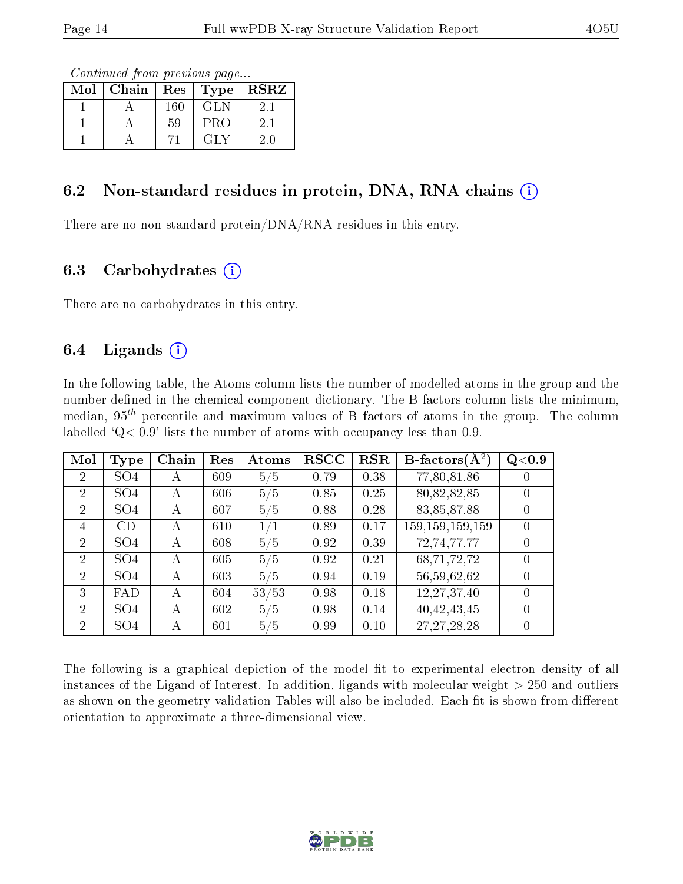*Continued from previous page...*

| Mol | Chain | Res | Type | RSRZ |
|---|---|---|---|---|
| 1 | A | 160 | GLN | 2.1 |
| 1 | A | 59 | PRO | 2.1 |
| 1 | A | 71 | GLY | 2.0 |

## 6.2 Non-standard residues in protein, DNA, RNA chains

There are no non-standard protein/DNA/RNA residues in this entry.

## 6.3 Carbohydrates

There are no carbohydrates in this entry.

## 6.4 Ligands

In the following table, the Atoms column lists the number of modelled atoms in the group and the number defined in the chemical component dictionary. The B-factors column lists the minimum, median, $95^{th}$ percentile and maximum values of B factors of atoms in the group. The column labelled 'Q< 0.9' lists the number of atoms with occupancy less than 0.9.

| Mol | Type | Chain | Res | Atoms | RSCC | RSR | B-factors($Å^2$) | Q<0.9 |
|---|---|---|---|---|---|---|---|---|
| 2 | SO4 | A | 609 | 5/5 | 0.79 | 0.38 | 77,80,81,86 | 0 |
| 2 | SO4 | A | 606 | 5/5 | 0.85 | 0.25 | 80,82,82,85 | 0 |
| 2 | SO4 | A | 607 | 5/5 | 0.88 | 0.28 | 83,85,87,88 | 0 |
| 4 | CD | A | 610 | 1/1 | 0.89 | 0.17 | 159,159,159,159 | 0 |
| 2 | SO4 | A | 608 | 5/5 | 0.92 | 0.39 | 72,74,77,77 | 0 |
| 2 | SO4 | A | 605 | 5/5 | 0.92 | 0.21 | 68,71,72,72 | 0 |
| 2 | SO4 | A | 603 | 5/5 | 0.94 | 0.19 | 56,59,62,62 | 0 |
| 3 | FAD | A | 604 | 53/53 | 0.98 | 0.18 | 12,27,37,40 | 0 |
| 2 | SO4 | A | 602 | 5/5 | 0.98 | 0.14 | 40,42,43,45 | 0 |
| 2 | SO4 | A | 601 | 5/5 | 0.99 | 0.10 | 27,27,28,28 | 0 |

The following is a graphical depiction of the model fit to experimental electron density of all instances of the Ligand of Interest. In addition, ligands with molecular weight > 250 and outliers as shown on the geometry validation Tables will also be included. Each fit is shown from different orientation to approximate a three-dimensional view.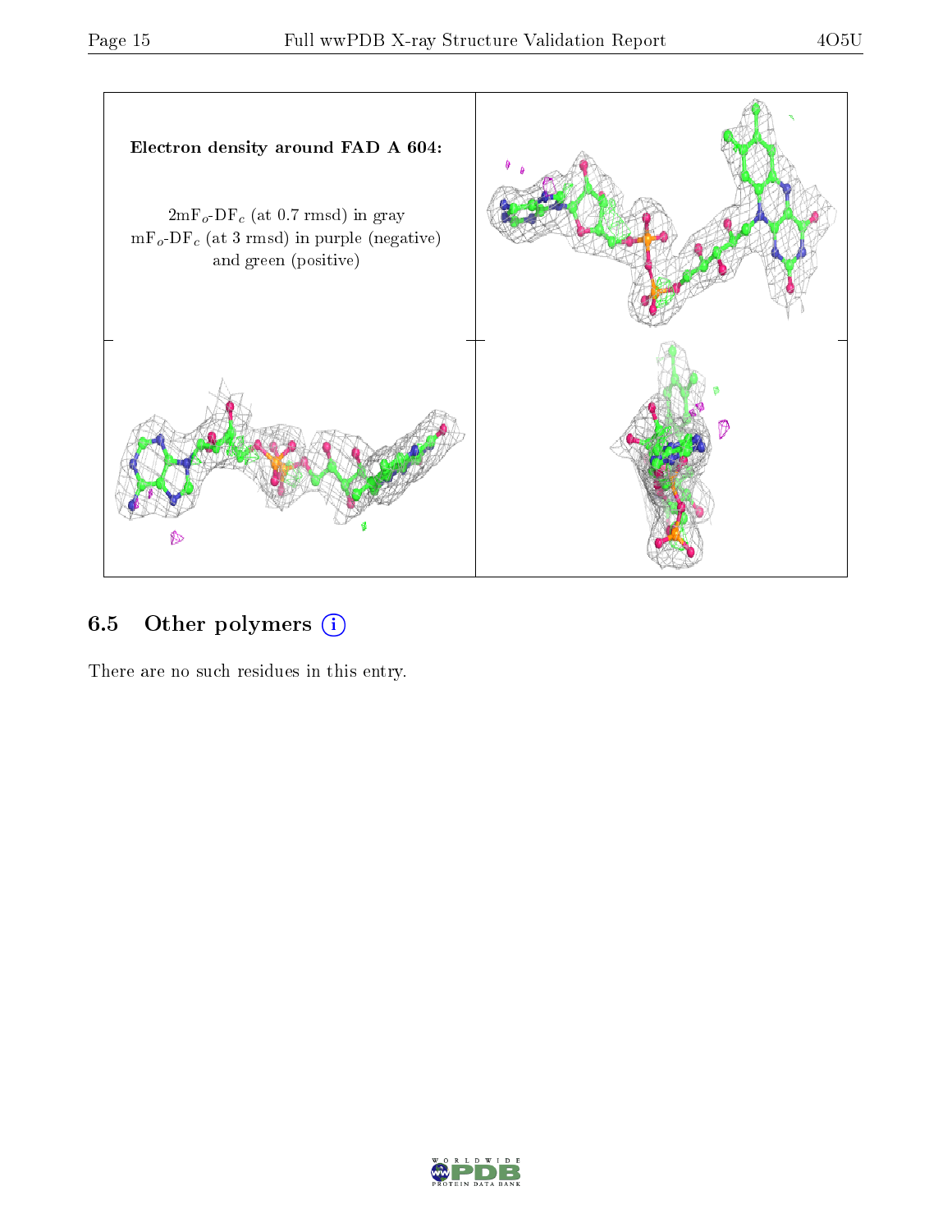Electron density around FAD A 604:

$2mF_o$-$DF_c$ (at 0.7 rmsd) in gray
$mF_o$-$DF_c$ (at 3 rmsd) in purple (negative)
and green (positive)

## 6.5 Other polymers

There are no such residues in this entry.